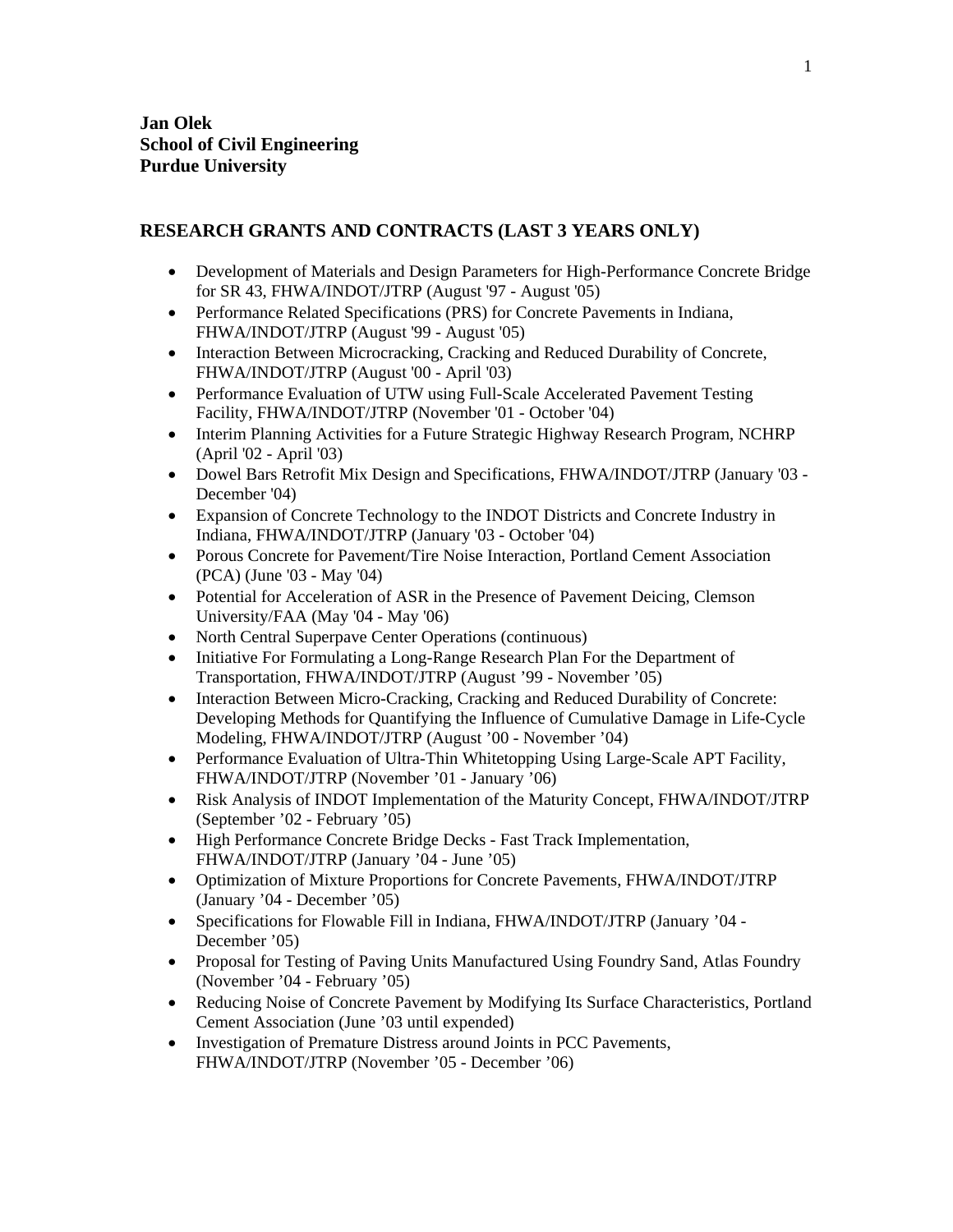**Jan Olek**
**School of Civil Engineering**
**Purdue University**

## RESEARCH GRANTS AND CONTRACTS (LAST 3 YEARS ONLY)

- Development of Materials and Design Parameters for High-Performance Concrete Bridge for SR 43, FHWA/INDOT/JTRP (August '97 - August '05)
- Performance Related Specifications (PRS) for Concrete Pavements in Indiana, FHWA/INDOT/JTRP (August '99 - August '05)
- Interaction Between Microcracking, Cracking and Reduced Durability of Concrete, FHWA/INDOT/JTRP (August '00 - April '03)
- Performance Evaluation of UTW using Full-Scale Accelerated Pavement Testing Facility, FHWA/INDOT/JTRP (November '01 - October '04)
- Interim Planning Activities for a Future Strategic Highway Research Program, NCHRP (April '02 - April '03)
- Dowel Bars Retrofit Mix Design and Specifications, FHWA/INDOT/JTRP (January '03 - December '04)
- Expansion of Concrete Technology to the INDOT Districts and Concrete Industry in Indiana, FHWA/INDOT/JTRP (January '03 - October '04)
- Porous Concrete for Pavement/Tire Noise Interaction, Portland Cement Association (PCA) (June '03 - May '04)
- Potential for Acceleration of ASR in the Presence of Pavement Deicing, Clemson University/FAA (May '04 - May '06)
- North Central Superpave Center Operations (continuous)
- Initiative For Formulating a Long-Range Research Plan For the Department of Transportation, FHWA/INDOT/JTRP (August '99 - November '05)
- Interaction Between Micro-Cracking, Cracking and Reduced Durability of Concrete: Developing Methods for Quantifying the Influence of Cumulative Damage in Life-Cycle Modeling, FHWA/INDOT/JTRP (August '00 - November '04)
- Performance Evaluation of Ultra-Thin Whitetopping Using Large-Scale APT Facility, FHWA/INDOT/JTRP (November '01 - January '06)
- Risk Analysis of INDOT Implementation of the Maturity Concept, FHWA/INDOT/JTRP (September '02 - February '05)
- High Performance Concrete Bridge Decks - Fast Track Implementation, FHWA/INDOT/JTRP (January '04 - June '05)
- Optimization of Mixture Proportions for Concrete Pavements, FHWA/INDOT/JTRP (January '04 - December '05)
- Specifications for Flowable Fill in Indiana, FHWA/INDOT/JTRP (January '04 - December '05)
- Proposal for Testing of Paving Units Manufactured Using Foundry Sand, Atlas Foundry (November '04 - February '05)
- Reducing Noise of Concrete Pavement by Modifying Its Surface Characteristics, Portland Cement Association (June '03 until expended)
- Investigation of Premature Distress around Joints in PCC Pavements, FHWA/INDOT/JTRP (November '05 - December '06)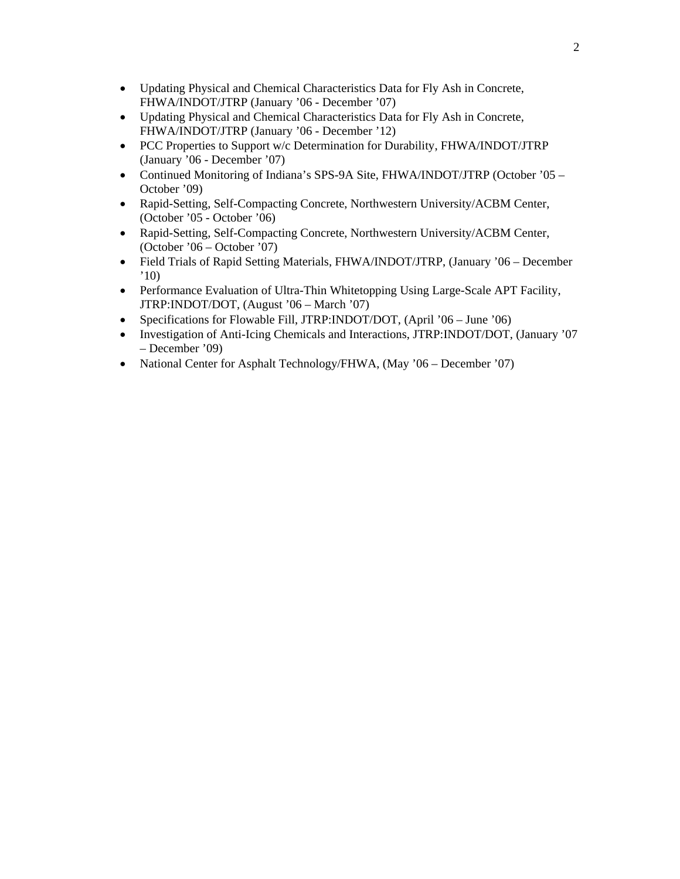- Updating Physical and Chemical Characteristics Data for Fly Ash in Concrete, FHWA/INDOT/JTRP (January ’06 - December ’07)
- Updating Physical and Chemical Characteristics Data for Fly Ash in Concrete, FHWA/INDOT/JTRP (January ’06 - December ’12)
- PCC Properties to Support w/c Determination for Durability, FHWA/INDOT/JTRP (January ’06 - December ’07)
- Continued Monitoring of Indiana’s SPS-9A Site, FHWA/INDOT/JTRP (October ’05 – October ’09)
- Rapid-Setting, Self-Compacting Concrete, Northwestern University/ACBM Center, (October ’05 - October ’06)
- Rapid-Setting, Self-Compacting Concrete, Northwestern University/ACBM Center, (October ’06 – October ’07)
- Field Trials of Rapid Setting Materials, FHWA/INDOT/JTRP, (January ’06 – December ’10)
- Performance Evaluation of Ultra-Thin Whitetopping Using Large-Scale APT Facility, JTRP:INDOT/DOT, (August ’06 – March ’07)
- Specifications for Flowable Fill, JTRP:INDOT/DOT, (April ’06 – June ’06)
- Investigation of Anti-Icing Chemicals and Interactions, JTRP:INDOT/DOT, (January ’07 – December ’09)
- National Center for Asphalt Technology/FHWA, (May ’06 – December ’07)